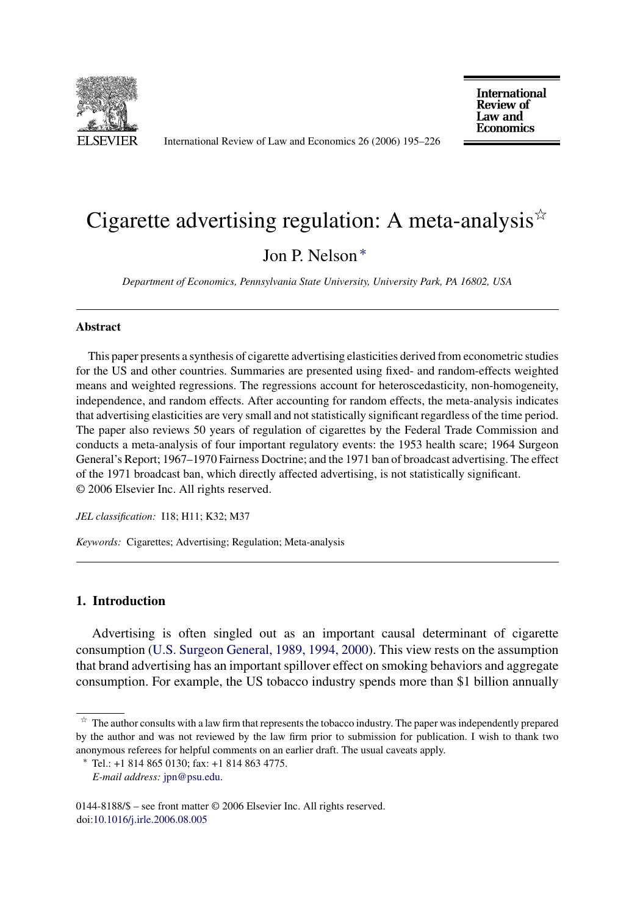# Cigarette advertising regulation: A meta-analysis[☆]

Jon P. Nelson[*]

*Department of Economics, Pennsylvania State University, University Park, PA 16802, USA*

---

## Abstract

This paper presents a synthesis of cigarette advertising elasticities derived from econometric studies for the US and other countries. Summaries are presented using fixed- and random-effects weighted means and weighted regressions. The regressions account for heteroscedasticity, non-homogeneity, independence, and random effects. After accounting for random effects, the meta-analysis indicates that advertising elasticities are very small and not statistically significant regardless of the time period. The paper also reviews 50 years of regulation of cigarettes by the Federal Trade Commission and conducts a meta-analysis of four important regulatory events: the 1953 health scare; 1964 Surgeon General's Report; 1967–1970 Fairness Doctrine; and the 1971 ban of broadcast advertising. The effect of the 1971 broadcast ban, which directly affected advertising, is not statistically significant.
© 2006 Elsevier Inc. All rights reserved.

*JEL classification:* I18; H11; K32; M37

*Keywords:* Cigarettes; Advertising; Regulation; Meta-analysis

---

## 1. Introduction

Advertising is often singled out as an important causal determinant of cigarette consumption (U.S. Surgeon General, 1989, 1994, 2000). This view rests on the assumption that brand advertising has an important spillover effect on smoking behaviors and aggregate consumption. For example, the US tobacco industry spends more than $1 billion annually

---

[☆] The author consults with a law firm that represents the tobacco industry. The paper was independently prepared by the author and was not reviewed by the law firm prior to submission for publication. I wish to thank two anonymous referees for helpful comments on an earlier draft. The usual caveats apply.

[*] Tel.: +1 814 865 0130; fax: +1 814 863 4775.
*E-mail address:* jpn@psu.edu.

0144-8188/$ – see front matter © 2006 Elsevier Inc. All rights reserved.
doi:10.1016/j.irle.2006.08.005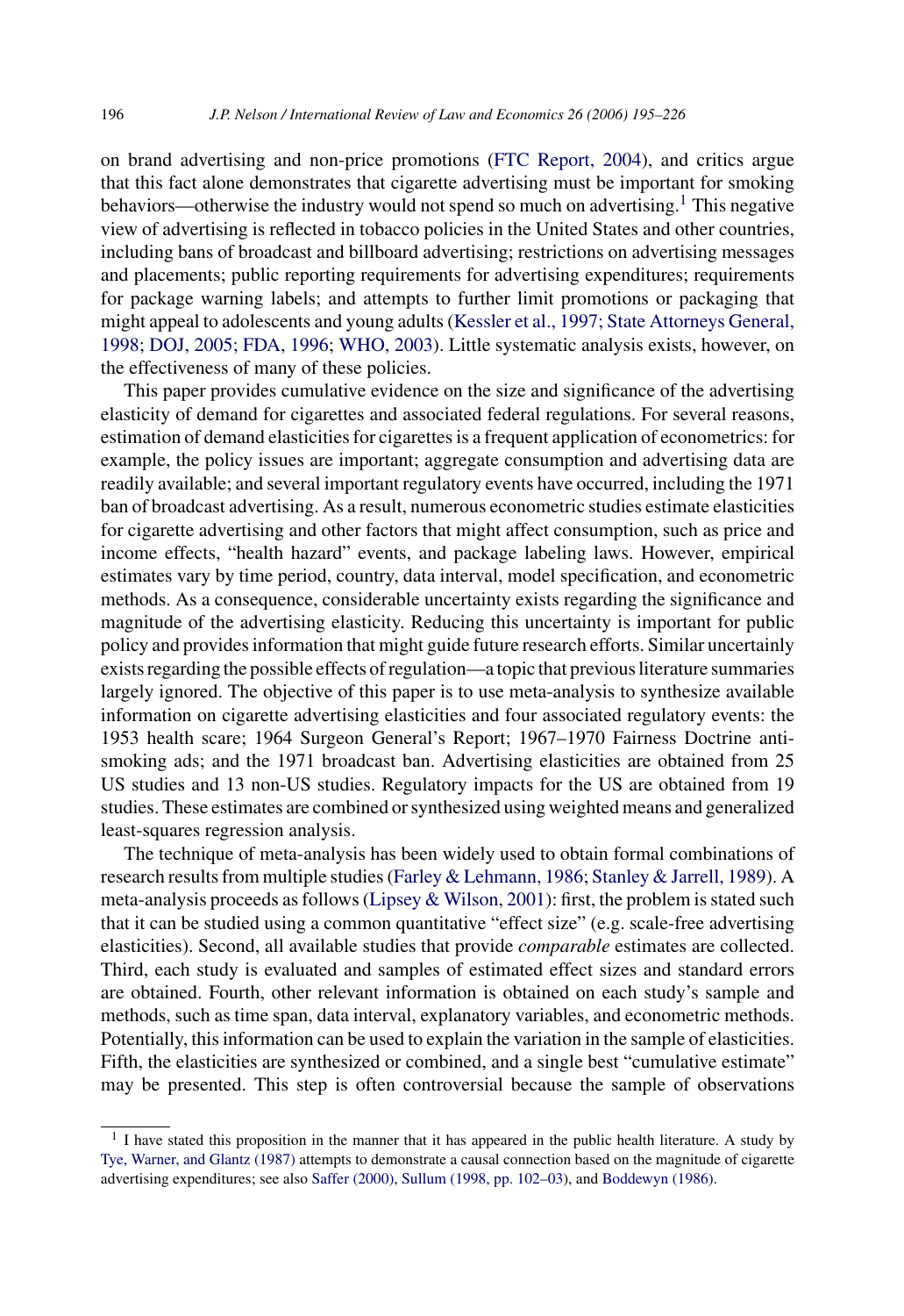on brand advertising and non-price promotions (FTC Report, 2004), and critics argue that this fact alone demonstrates that cigarette advertising must be important for smoking behaviors—otherwise the industry would not spend so much on advertising.[1] This negative view of advertising is reflected in tobacco policies in the United States and other countries, including bans of broadcast and billboard advertising; restrictions on advertising messages and placements; public reporting requirements for advertising expenditures; requirements for package warning labels; and attempts to further limit promotions or packaging that might appeal to adolescents and young adults (Kessler et al., 1997; State Attorneys General, 1998; DOJ, 2005; FDA, 1996; WHO, 2003). Little systematic analysis exists, however, on the effectiveness of many of these policies.

This paper provides cumulative evidence on the size and significance of the advertising elasticity of demand for cigarettes and associated federal regulations. For several reasons, estimation of demand elasticities for cigarettes is a frequent application of econometrics: for example, the policy issues are important; aggregate consumption and advertising data are readily available; and several important regulatory events have occurred, including the 1971 ban of broadcast advertising. As a result, numerous econometric studies estimate elasticities for cigarette advertising and other factors that might affect consumption, such as price and income effects, "health hazard" events, and package labeling laws. However, empirical estimates vary by time period, country, data interval, model specification, and econometric methods. As a consequence, considerable uncertainty exists regarding the significance and magnitude of the advertising elasticity. Reducing this uncertainty is important for public policy and provides information that might guide future research efforts. Similar uncertainly exists regarding the possible effects of regulation—a topic that previous literature summaries largely ignored. The objective of this paper is to use meta-analysis to synthesize available information on cigarette advertising elasticities and four associated regulatory events: the 1953 health scare; 1964 Surgeon General's Report; 1967–1970 Fairness Doctrine anti-smoking ads; and the 1971 broadcast ban. Advertising elasticities are obtained from 25 US studies and 13 non-US studies. Regulatory impacts for the US are obtained from 19 studies. These estimates are combined or synthesized using weighted means and generalized least-squares regression analysis.

The technique of meta-analysis has been widely used to obtain formal combinations of research results from multiple studies (Farley & Lehmann, 1986; Stanley & Jarrell, 1989). A meta-analysis proceeds as follows (Lipsey & Wilson, 2001): first, the problem is stated such that it can be studied using a common quantitative "effect size" (e.g. scale-free advertising elasticities). Second, all available studies that provide *comparable* estimates are collected. Third, each study is evaluated and samples of estimated effect sizes and standard errors are obtained. Fourth, other relevant information is obtained on each study's sample and methods, such as time span, data interval, explanatory variables, and econometric methods. Potentially, this information can be used to explain the variation in the sample of elasticities. Fifth, the elasticities are synthesized or combined, and a single best "cumulative estimate" may be presented. This step is often controversial because the sample of observations

[1] I have stated this proposition in the manner that it has appeared in the public health literature. A study by Tye, Warner, and Glantz (1987) attempts to demonstrate a causal connection based on the magnitude of cigarette advertising expenditures; see also Saffer (2000), Sullum (1998, pp. 102–03), and Boddewyn (1986).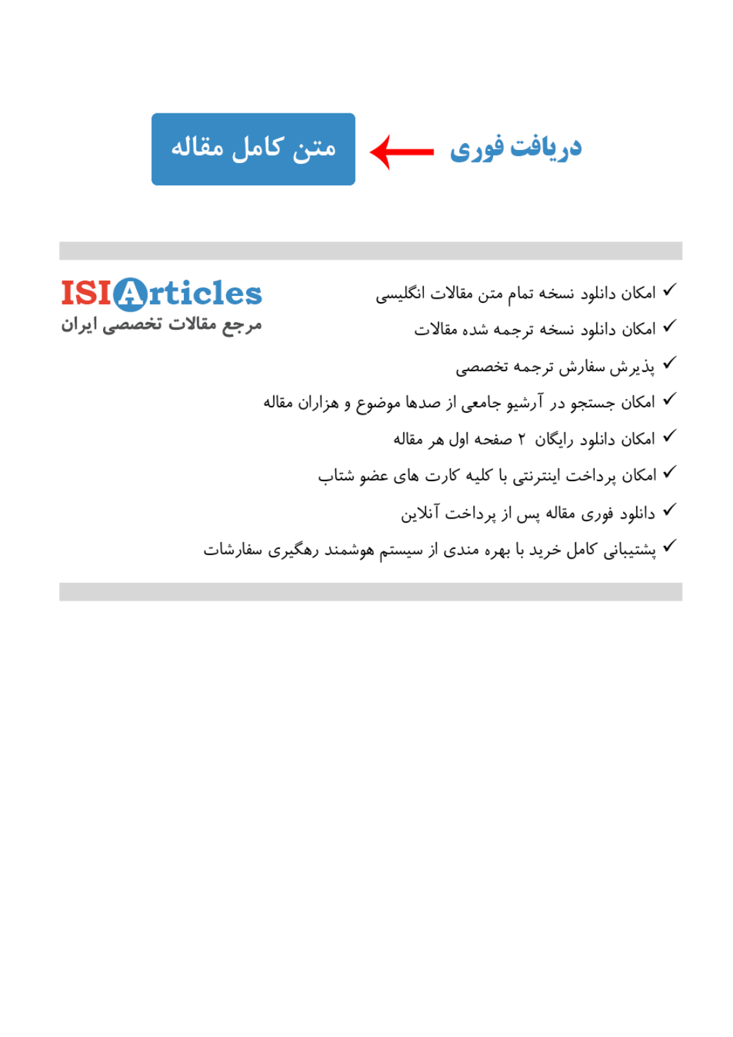دریافت فوری ← **متن کامل مقاله**

**ISIArticles**
مرجع مقالات تخصصی ایران

- ✓ امکان دانلود نسخه تمام متن مقالات انگلیسی
- ✓ امکان دانلود نسخه ترجمه شده مقالات
- ✓ پذیرش سفارش ترجمه تخصصی
- ✓ امکان جستجو در آرشیو جامعی از صدها موضوع و هزاران مقاله
- ✓ امکان دانلود رایگان ۲ صفحه اول هر مقاله
- ✓ امکان پرداخت اینترنتی با کلیه کارت های عضو شتاب
- ✓ دانلود فوری مقاله پس از پرداخت آنلاین
- ✓ پشتیبانی کامل خرید با بهره مندی از سیستم هوشمند رهگیری سفارشات